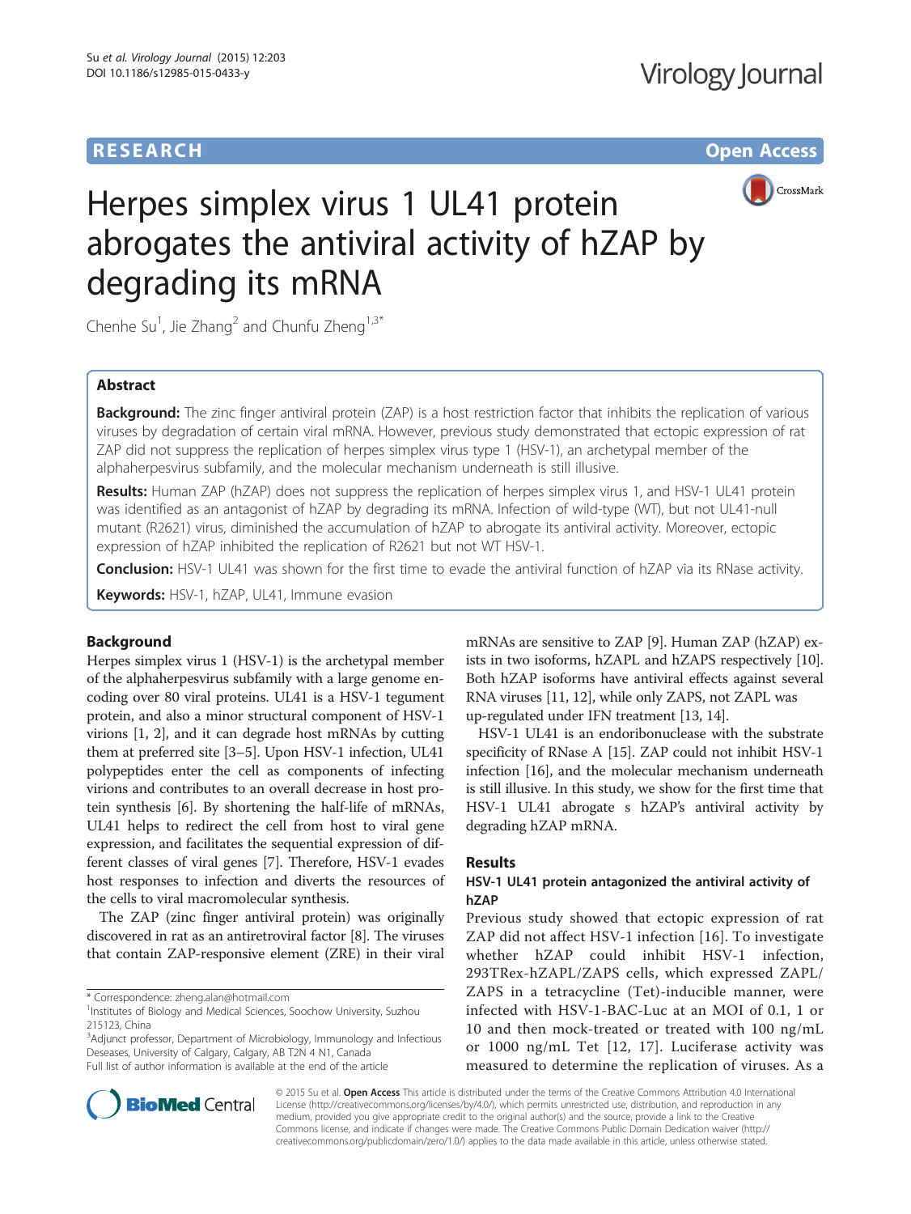**RESEARCH** **Open Access**

# Herpes simplex virus 1 UL41 protein abrogates the antiviral activity of hZAP by degrading its mRNA

Chenhe Su[1], Jie Zhang[2] and Chunfu Zheng[1,3*]

## Abstract

**Background:** The zinc finger antiviral protein (ZAP) is a host restriction factor that inhibits the replication of various viruses by degradation of certain viral mRNA. However, previous study demonstrated that ectopic expression of rat ZAP did not suppress the replication of herpes simplex virus type 1 (HSV-1), an archetypal member of the alphaherpesvirus subfamily, and the molecular mechanism underneath is still illusive.

**Results:** Human ZAP (hZAP) does not suppress the replication of herpes simplex virus 1, and HSV-1 UL41 protein was identified as an antagonist of hZAP by degrading its mRNA. Infection of wild-type (WT), but not UL41-null mutant (R2621) virus, diminished the accumulation of hZAP to abrogate its antiviral activity. Moreover, ectopic expression of hZAP inhibited the replication of R2621 but not WT HSV-1.

**Conclusion:** HSV-1 UL41 was shown for the first time to evade the antiviral function of hZAP via its RNase activity.

**Keywords:** HSV-1, hZAP, UL41, Immune evasion

## Background

Herpes simplex virus 1 (HSV-1) is the archetypal member of the alphaherpesvirus subfamily with a large genome encoding over 80 viral proteins. UL41 is a HSV-1 tegument protein, and also a minor structural component of HSV-1 virions [1, 2], and it can degrade host mRNAs by cutting them at preferred site [3–5]. Upon HSV-1 infection, UL41 polypeptides enter the cell as components of infecting virions and contributes to an overall decrease in host protein synthesis [6]. By shortening the half-life of mRNAs, UL41 helps to redirect the cell from host to viral gene expression, and facilitates the sequential expression of different classes of viral genes [7]. Therefore, HSV-1 evades host responses to infection and diverts the resources of the cells to viral macromolecular synthesis.

The ZAP (zinc finger antiviral protein) was originally discovered in rat as an antiretroviral factor [8]. The viruses that contain ZAP-responsive element (ZRE) in their viral mRNAs are sensitive to ZAP [9]. Human ZAP (hZAP) exists in two isoforms, hZAPL and hZAPS respectively [10]. Both hZAP isoforms have antiviral effects against several RNA viruses [11, 12], while only ZAPS, not ZAPL was up-regulated under IFN treatment [13, 14].

HSV-1 UL41 is an endoribonuclease with the substrate specificity of RNase A [15]. ZAP could not inhibit HSV-1 infection [16], and the molecular mechanism underneath is still illusive. In this study, we show for the first time that HSV-1 UL41 abrogate s hZAP's antiviral activity by degrading hZAP mRNA.

## Results

### HSV-1 UL41 protein antagonized the antiviral activity of hZAP

Previous study showed that ectopic expression of rat ZAP did not affect HSV-1 infection [16]. To investigate whether hZAP could inhibit HSV-1 infection, 293TRex-hZAPL/ZAPS cells, which expressed ZAPL/ZAPS in a tetracycline (Tet)-inducible manner, were infected with HSV-1-BAC-Luc at an MOI of 0.1, 1 or 10 and then mock-treated or treated with 100 ng/mL or 1000 ng/mL Tet [12, 17]. Luciferase activity was measured to determine the replication of viruses. As a

\* Correspondence: zheng.alan@hotmail.com
[1]Institutes of Biology and Medical Sciences, Soochow University, Suzhou 215123, China
[3]Adjunct professor, Department of Microbiology, Immunology and Infectious Deseases, University of Calgary, Calgary, AB T2N 4 N1, Canada
Full list of author information is available at the end of the article

© 2015 Su et al. **Open Access** This article is distributed under the terms of the Creative Commons Attribution 4.0 International License (http://creativecommons.org/licenses/by/4.0/), which permits unrestricted use, distribution, and reproduction in any medium, provided you give appropriate credit to the original author(s) and the source, provide a link to the Creative Commons license, and indicate if changes were made. The Creative Commons Public Domain Dedication waiver (http://creativecommons.org/publicdomain/zero/1.0/) applies to the data made available in this article, unless otherwise stated.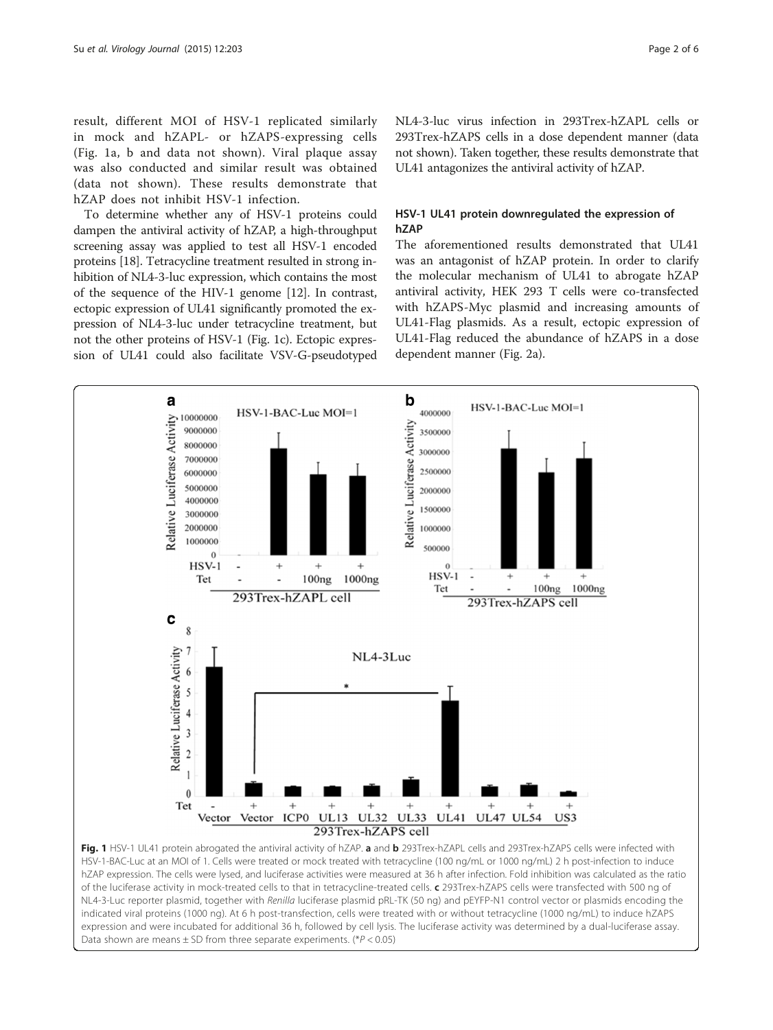result, different MOI of HSV-1 replicated similarly in mock and hZAPL- or hZAPS-expressing cells (Fig. 1a, b and data not shown). Viral plaque assay was also conducted and similar result was obtained (data not shown). These results demonstrate that hZAP does not inhibit HSV-1 infection.

To determine whether any of HSV-1 proteins could dampen the antiviral activity of hZAP, a high-throughput screening assay was applied to test all HSV-1 encoded proteins [18]. Tetracycline treatment resulted in strong inhibition of NL4-3-luc expression, which contains the most of the sequence of the HIV-1 genome [12]. In contrast, ectopic expression of UL41 significantly promoted the expression of NL4-3-luc under tetracycline treatment, but not the other proteins of HSV-1 (Fig. 1c). Ectopic expression of UL41 could also facilitate VSV-G-pseudotyped NL4-3-luc virus infection in 293Trex-hZAPL cells or 293Trex-hZAPS cells in a dose dependent manner (data not shown). Taken together, these results demonstrate that UL41 antagonizes the antiviral activity of hZAP.

### HSV-1 UL41 protein downregulated the expression of hZAP

The aforementioned results demonstrated that UL41 was an antagonist of hZAP protein. In order to clarify the molecular mechanism of UL41 to abrogate hZAP antiviral activity, HEK 293 T cells were co-transfected with hZAPS-Myc plasmid and increasing amounts of UL41-Flag plasmids. As a result, ectopic expression of UL41-Flag reduced the abundance of hZAPS in a dose dependent manner (Fig. 2a).

**Fig. 1** HSV-1 UL41 protein abrogated the antiviral activity of hZAP. **a** and **b** 293Trex-hZAPL cells and 293Trex-hZAPS cells were infected with HSV-1-BAC-Luc at an MOI of 1. Cells were treated or mock treated with tetracycline (100 ng/mL or 1000 ng/mL) 2 h post-infection to induce hZAP expression. The cells were lysed, and luciferase activities were measured at 36 h after infection. Fold inhibition was calculated as the ratio of the luciferase activity in mock-treated cells to that in tetracycline-treated cells. **c** 293Trex-hZAPS cells were transfected with 500 ng of NL4-3-Luc reporter plasmid, together with *Renilla* luciferase plasmid pRL-TK (50 ng) and pEYFP-N1 control vector or plasmids encoding the indicated viral proteins (1000 ng). At 6 h post-transfection, cells were treated with or without tetracycline (1000 ng/mL) to induce hZAPS expression and were incubated for additional 36 h, followed by cell lysis. The luciferase activity was determined by a dual-luciferase assay. Data shown are means ± SD from three separate experiments. (*$P < 0.05$)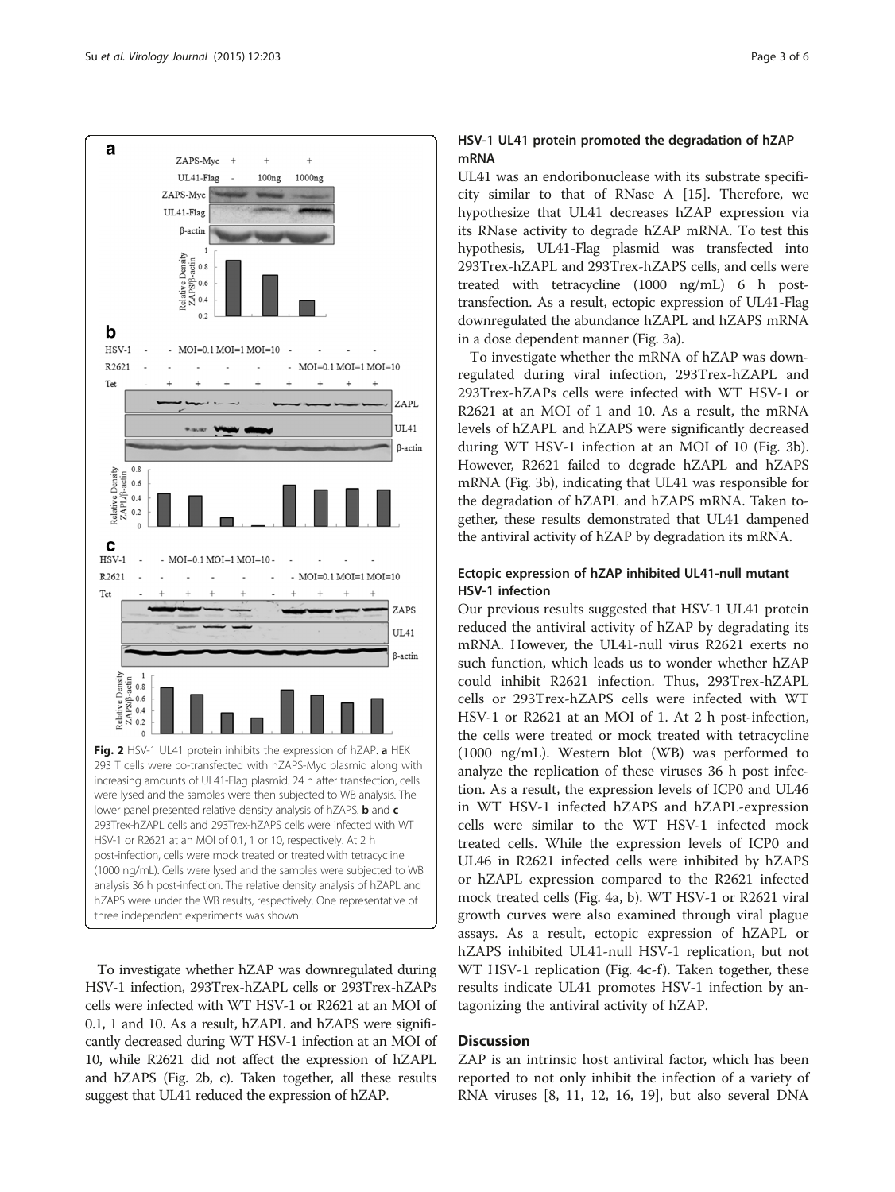**Fig. 2** HSV-1 UL41 protein inhibits the expression of hZAP. **a** HEK 293 T cells were co-transfected with hZAPS-Myc plasmid along with increasing amounts of UL41-Flag plasmid. 24 h after transfection, cells were lysed and the samples were then subjected to WB analysis. The lower panel presented relative density analysis of hZAPS. **b** and **c** 293Trex-hZAPL cells and 293Trex-hZAPS cells were infected with WT HSV-1 or R2621 at an MOI of 0.1, 1 or 10, respectively. At 2 h post-infection, cells were mock treated or treated with tetracycline (1000 ng/mL). Cells were lysed and the samples were subjected to WB analysis 36 h post-infection. The relative density analysis of hZAPL and hZAPS were under the WB results, respectively. One representative of three independent experiments was shown

To investigate whether hZAP was downregulated during HSV-1 infection, 293Trex-hZAPL cells or 293Trex-hZAPs cells were infected with WT HSV-1 or R2621 at an MOI of 0.1, 1 and 10. As a result, hZAPL and hZAPS were significantly decreased during WT HSV-1 infection at an MOI of 10, while R2621 did not affect the expression of hZAPL and hZAPS (Fig. 2b, c). Taken together, all these results suggest that UL41 reduced the expression of hZAP.

## HSV-1 UL41 protein promoted the degradation of hZAP mRNA

UL41 was an endoribonuclease with its substrate specificity similar to that of RNase A [15]. Therefore, we hypothesize that UL41 decreases hZAP expression via its RNase activity to degrade hZAP mRNA. To test this hypothesis, UL41-Flag plasmid was transfected into 293Trex-hZAPL and 293Trex-hZAPS cells, and cells were treated with tetracycline (1000 ng/mL) 6 h post-transfection. As a result, ectopic expression of UL41-Flag downregulated the abundance hZAPL and hZAPS mRNA in a dose dependent manner (Fig. 3a).

To investigate whether the mRNA of hZAP was downregulated during viral infection, 293Trex-hZAPL and 293Trex-hZAPs cells were infected with WT HSV-1 or R2621 at an MOI of 1 and 10. As a result, the mRNA levels of hZAPL and hZAPS were significantly decreased during WT HSV-1 infection at an MOI of 10 (Fig. 3b). However, R2621 failed to degrade hZAPL and hZAPS mRNA (Fig. 3b), indicating that UL41 was responsible for the degradation of hZAPL and hZAPS mRNA. Taken together, these results demonstrated that UL41 dampened the antiviral activity of hZAP by degradation its mRNA.

## Ectopic expression of hZAP inhibited UL41-null mutant HSV-1 infection

Our previous results suggested that HSV-1 UL41 protein reduced the antiviral activity of hZAP by degradating its mRNA. However, the UL41-null virus R2621 exerts no such function, which leads us to wonder whether hZAP could inhibit R2621 infection. Thus, 293Trex-hZAPL cells or 293Trex-hZAPS cells were infected with WT HSV-1 or R2621 at an MOI of 1. At 2 h post-infection, the cells were treated or mock treated with tetracycline (1000 ng/mL). Western blot (WB) was performed to analyze the replication of these viruses 36 h post infection. As a result, the expression levels of ICP0 and UL46 in WT HSV-1 infected hZAPS and hZAPL-expression cells were similar to the WT HSV-1 infected mock treated cells. While the expression levels of ICP0 and UL46 in R2621 infected cells were inhibited by hZAPS or hZAPL expression compared to the R2621 infected mock treated cells (Fig. 4a, b). WT HSV-1 or R2621 viral growth curves were also examined through viral plaque assays. As a result, ectopic expression of hZAPL or hZAPS inhibited UL41-null HSV-1 replication, but not WT HSV-1 replication (Fig. 4c-f). Taken together, these results indicate UL41 promotes HSV-1 infection by antagonizing the antiviral activity of hZAP.

## Discussion

ZAP is an intrinsic host antiviral factor, which has been reported to not only inhibit the infection of a variety of RNA viruses [8, 11, 12, 16, 19], but also several DNA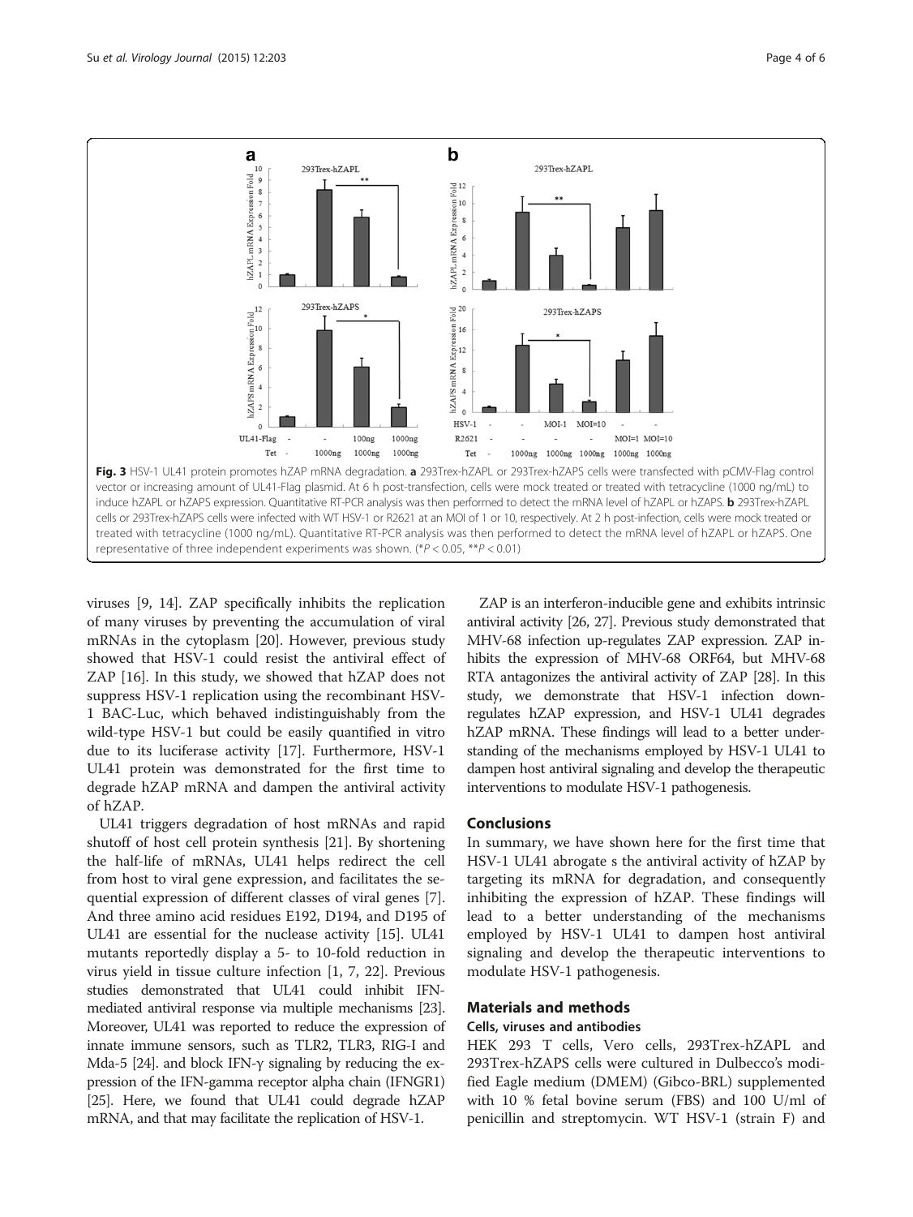**Fig. 3** HSV-1 UL41 protein promotes hZAP mRNA degradation. **a** 293Trex-hZAPL or 293Trex-hZAPS cells were transfected with pCMV-Flag control vector or increasing amount of UL41-Flag plasmid. At 6 h post-transfection, cells were mock treated or treated with tetracycline (1000 ng/mL) to induce hZAPL or hZAPS expression. Quantitative RT-PCR analysis was then performed to detect the mRNA level of hZAPL or hZAPS. **b** 293Trex-hZAPL cells or 293Trex-hZAPS cells were infected with WT HSV-1 or R2621 at an MOI of 1 or 10, respectively. At 2 h post-infection, cells were mock treated or treated with tetracycline (1000 ng/mL). Quantitative RT-PCR analysis was then performed to detect the mRNA level of hZAPL or hZAPS. One representative of three independent experiments was shown. (*$P < 0.05$, **$P < 0.01$)

viruses [9, 14]. ZAP specifically inhibits the replication of many viruses by preventing the accumulation of viral mRNAs in the cytoplasm [20]. However, previous study showed that HSV-1 could resist the antiviral effect of ZAP [16]. In this study, we showed that hZAP does not suppress HSV-1 replication using the recombinant HSV-1 BAC-Luc, which behaved indistinguishably from the wild-type HSV-1 but could be easily quantified in vitro due to its luciferase activity [17]. Furthermore, HSV-1 UL41 protein was demonstrated for the first time to degrade hZAP mRNA and dampen the antiviral activity of hZAP.

UL41 triggers degradation of host mRNAs and rapid shutoff of host cell protein synthesis [21]. By shortening the half-life of mRNAs, UL41 helps redirect the cell from host to viral gene expression, and facilitates the sequential expression of different classes of viral genes [7]. And three amino acid residues E192, D194, and D195 of UL41 are essential for the nuclease activity [15]. UL41 mutants reportedly display a 5- to 10-fold reduction in virus yield in tissue culture infection [1, 7, 22]. Previous studies demonstrated that UL41 could inhibit IFN-mediated antiviral response via multiple mechanisms [23]. Moreover, UL41 was reported to reduce the expression of innate immune sensors, such as TLR2, TLR3, RIG-I and Mda-5 [24]. and block IFN-γ signaling by reducing the expression of the IFN-gamma receptor alpha chain (IFNGR1) [25]. Here, we found that UL41 could degrade hZAP mRNA, and that may facilitate the replication of HSV-1.

ZAP is an interferon-inducible gene and exhibits intrinsic antiviral activity [26, 27]. Previous study demonstrated that MHV-68 infection up-regulates ZAP expression. ZAP inhibits the expression of MHV-68 ORF64, but MHV-68 RTA antagonizes the antiviral activity of ZAP [28]. In this study, we demonstrate that HSV-1 infection down-regulates hZAP expression, and HSV-1 UL41 degrades hZAP mRNA. These findings will lead to a better understanding of the mechanisms employed by HSV-1 UL41 to dampen host antiviral signaling and develop the therapeutic interventions to modulate HSV-1 pathogenesis.

## Conclusions

In summary, we have shown here for the first time that HSV-1 UL41 abrogate s the antiviral activity of hZAP by targeting its mRNA for degradation, and consequently inhibiting the expression of hZAP. These findings will lead to a better understanding of the mechanisms employed by HSV-1 UL41 to dampen host antiviral signaling and develop the therapeutic interventions to modulate HSV-1 pathogenesis.

## Materials and methods

### Cells, viruses and antibodies

HEK 293 T cells, Vero cells, 293Trex-hZAPL and 293Trex-hZAPS cells were cultured in Dulbecco's modified Eagle medium (DMEM) (Gibco-BRL) supplemented with 10 % fetal bovine serum (FBS) and 100 U/ml of penicillin and streptomycin. WT HSV-1 (strain F) and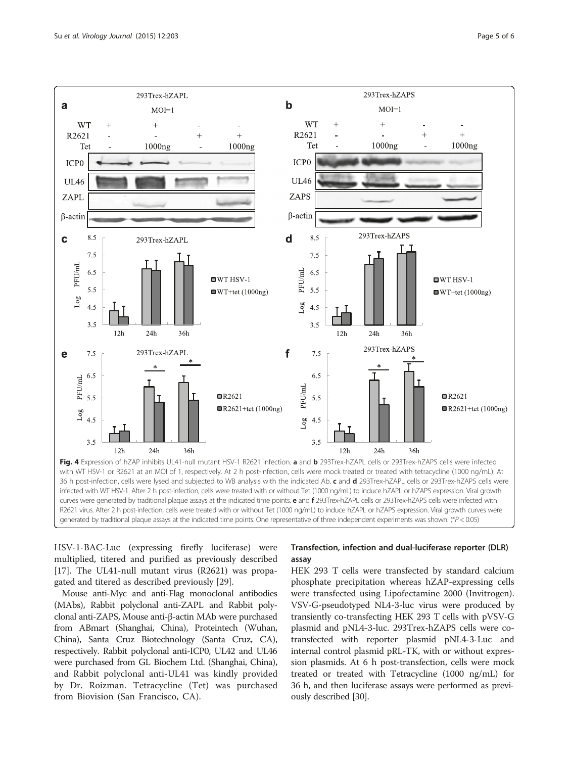Fig. 4 Expression of hZAP inhibits UL41-null mutant HSV-1 R2621 infection. **a** and **b** 293Trex-hZAPL cells or 293Trex-hZAPS cells were infected with WT HSV-1 or R2621 at an MOI of 1, respectively. At 2 h post-infection, cells were mock treated or treated with tetracycline (1000 ng/mL). At 36 h post-infection, cells were lysed and subjected to WB analysis with the indicated Ab. **c** and **d** 293Trex-hZAPL cells or 293Trex-hZAPS cells were infected with WT HSV-1. After 2 h post-infection, cells were treated with or without Tet (1000 ng/mL) to induce hZAPL or hZAPS expression. Viral growth curves were generated by traditional plaque assays at the indicated time points. **e** and **f** 293Trex-hZAPL cells or 293Trex-hZAPS cells were infected with R2621 virus. After 2 h post-infection, cells were treated with or without Tet (1000 ng/mL) to induce hZAPL or hZAPS expression. Viral growth curves were generated by traditional plaque assays at the indicated time points. One representative of three independent experiments was shown. (\*$P < 0.05$)

HSV-1-BAC-Luc (expressing firefly luciferase) were multiplied, titered and purified as previously described [17]. The UL41-null mutant virus (R2621) was propagated and titered as described previously [29].

Mouse anti-Myc and anti-Flag monoclonal antibodies (MAbs), Rabbit polyclonal anti-ZAPL and Rabbit polyclonal anti-ZAPS, Mouse anti-β-actin MAb were purchased from ABmart (Shanghai, China), Proteintech (Wuhan, China), Santa Cruz Biotechnology (Santa Cruz, CA), respectively. Rabbit polyclonal anti-ICP0, UL42 and UL46 were purchased from GL Biochem Ltd. (Shanghai, China), and Rabbit polyclonal anti-UL41 was kindly provided by Dr. Roizman. Tetracycline (Tet) was purchased from Biovision (San Francisco, CA).

### Transfection, infection and dual-luciferase reporter (DLR) assay

HEK 293 T cells were transfected by standard calcium phosphate precipitation whereas hZAP-expressing cells were transfected using Lipofectamine 2000 (Invitrogen). VSV-G-pseudotyped NL4-3-luc virus were produced by transiently co-transfecting HEK 293 T cells with pVSV-G plasmid and pNL4-3-luc. 293Trex-hZAPS cells were co-transfected with reporter plasmid pNL4-3-Luc and internal control plasmid pRL-TK, with or without expression plasmids. At 6 h post-transfection, cells were mock treated or treated with Tetracycline (1000 ng/mL) for 36 h, and then luciferase assays were performed as previously described [30].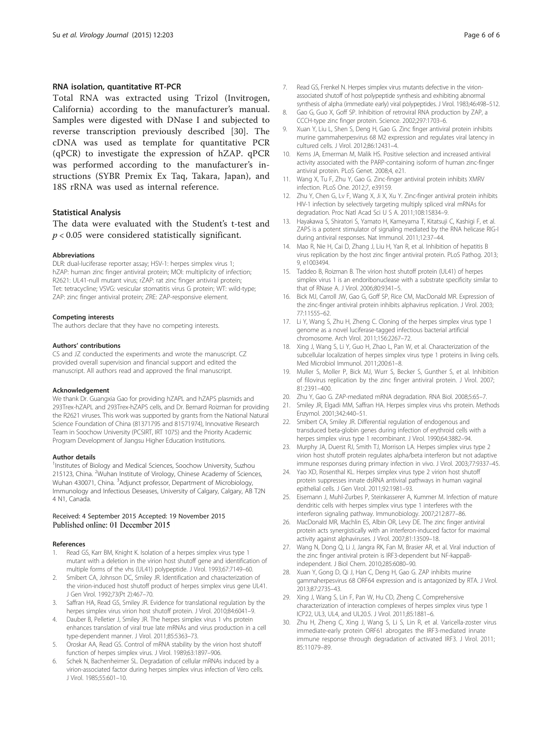### RNA isolation, quantitative RT-PCR

Total RNA was extracted using Trizol (Invitrogen, California) according to the manufacturer's manual. Samples were digested with DNase I and subjected to reverse transcription previously described [30]. The cDNA was used as template for quantitative PCR (qPCR) to investigate the expression of hZAP. qPCR was performed according to the manufacturer's instructions (SYBR Premix Ex Taq, Takara, Japan), and 18S rRNA was used as internal reference.

### Statistical Analysis

The data were evaluated with the Student's t-test and $p < 0.05$ were considered statistically significant.

#### Abbreviations

DLR: dual-luciferase reporter assay; HSV-1: herpes simplex virus 1; hZAP: human zinc finger antiviral protein; MOI: multiplicity of infection; R2621: UL41-null mutant virus; rZAP: rat zinc finger antiviral protein; Tet: tetracycline; VSVG: vesicular stomatitis virus G protein; WT: wild-type; ZAP: zinc finger antiviral protein; ZRE: ZAP-responsive element.

#### Competing interests

The authors declare that they have no competing interests.

#### Authors' contributions

CS and JZ conducted the experiments and wrote the manuscript. CZ provided overall supervision and financial support and edited the manuscript. All authors read and approved the final manuscript.

#### Acknowledgement

We thank Dr. Guangxia Gao for providing hZAPL and hZAPS plasmids and 293Trex-hZAPL and 293Trex-hZAPS cells, and Dr. Bernard Roizman for providing the R2621 viruses. This work was supported by grants from the National Natural Science Foundation of China (81371795 and 81571974), Innovative Research Team in Soochow University (PCSIRT, IRT 1075) and the Priority Academic Program Development of Jiangsu Higher Education Institutions.

#### Author details

[1]Institutes of Biology and Medical Sciences, Soochow University, Suzhou 215123, China. [2]Wuhan Institute of Virology, Chinese Academy of Sciences, Wuhan 430071, China. [3]Adjunct professor, Department of Microbiology, Immunology and Infectious Deseases, University of Calgary, Calgary, AB T2N 4 N1, Canada.

Received: 4 September 2015 Accepted: 19 November 2015
Published online: 01 December 2015

#### References

1. Read GS, Karr BM, Knight K. Isolation of a herpes simplex virus type 1 mutant with a deletion in the virion host shutoff gene and identification of multiple forms of the vhs (UL41) polypeptide. J Virol. 1993;67:7149–60.
2. Smibert CA, Johnson DC, Smiley JR. Identification and characterization of the virion-induced host shutoff product of herpes simplex virus gene UL41. J Gen Virol. 1992;73(Pt 2):467–70.
3. Saffran HA, Read GS, Smiley JR. Evidence for translational regulation by the herpes simplex virus virion host shutoff protein. J Virol. 2010;84:6041–9.
4. Dauber B, Pelletier J, Smiley JR. The herpes simplex virus 1 vhs protein enhances translation of viral true late mRNAs and virus production in a cell type-dependent manner. J Virol. 2011;85:5363–73.
5. Oroskar AA, Read GS. Control of mRNA stability by the virion host shutoff function of herpes simplex virus. J Virol. 1989;63:1897–906.
6. Schek N, Bachenheimer SL. Degradation of cellular mRNAs induced by a virion-associated factor during herpes simplex virus infection of Vero cells. J Virol. 1985;55:601–10.
7. Read GS, Frenkel N. Herpes simplex virus mutants defective in the virion-associated shutoff of host polypeptide synthesis and exhibiting abnormal synthesis of alpha (immediate early) viral polypeptides. J Virol. 1983;46:498–512.
8. Gao G, Guo X, Goff SP. Inhibition of retroviral RNA production by ZAP, a CCCH-type zinc finger protein. Science. 2002;297:1703–6.
9. Xuan Y, Liu L, Shen S, Deng H, Gao G. Zinc finger antiviral protein inhibits murine gammaherpesvirus 68 M2 expression and regulates viral latency in cultured cells. J Virol. 2012;86:12431–4.
10. Kerns JA, Emerman M, Malik HS. Positive selection and increased antiviral activity associated with the PARP-containing isoform of human zinc-finger antiviral protein. PLoS Genet. 2008;4, e21.
11. Wang X, Tu F, Zhu Y, Gao G. Zinc-finger antiviral protein inhibits XMRV infection. PLoS One. 2012;7, e39159.
12. Zhu Y, Chen G, Lv F, Wang X, Ji X, Xu Y. Zinc-finger antiviral protein inhibits HIV-1 infection by selectively targeting multiply spliced viral mRNAs for degradation. Proc Natl Acad Sci U S A. 2011;108:15834–9.
13. Hayakawa S, Shiratori S, Yamato H, Kameyama T, Kitatsuji C, Kashigi F, et al. ZAPS is a potent stimulator of signaling mediated by the RNA helicase RIG-I during antiviral responses. Nat Immunol. 2011;12:37–44.
14. Mao R, Nie H, Cai D, Zhang J, Liu H, Yan R, et al. Inhibition of hepatitis B virus replication by the host zinc finger antiviral protein. PLoS Pathog. 2013; 9, e1003494.
15. Taddeo B, Roizman B. The virion host shutoff protein (UL41) of herpes simplex virus 1 is an endoribonuclease with a substrate specificity similar to that of RNase A. J Virol. 2006;80:9341–5.
16. Bick MJ, Carroll JW, Gao G, Goff SP, Rice CM, MacDonald MR. Expression of the zinc-finger antiviral protein inhibits alphavirus replication. J Virol. 2003; 77:11555–62.
17. Li Y, Wang S, Zhu H, Zheng C. Cloning of the herpes simplex virus type 1 genome as a novel luciferase-tagged infectious bacterial artificial chromosome. Arch Virol. 2011;156:2267–72.
18. Xing J, Wang S, Li Y, Guo H, Zhao L, Pan W, et al. Characterization of the subcellular localization of herpes simplex virus type 1 proteins in living cells. Med Microbiol Immunol. 2011;200:61–8.
19. Muller S, Moller P, Bick MJ, Wurr S, Becker S, Gunther S, et al. Inhibition of filovirus replication by the zinc finger antiviral protein. J Virol. 2007; 81:2391–400.
20. Zhu Y, Gao G. ZAP-mediated mRNA degradation. RNA Biol. 2008;5:65–7.
21. Smiley JR, Elgadi MM, Saffran HA. Herpes simplex virus vhs protein. Methods Enzymol. 2001;342:440–51.
22. Smibert CA, Smiley JR. Differential regulation of endogenous and transduced beta-globin genes during infection of erythroid cells with a herpes simplex virus type 1 recombinant. J Virol. 1990;64:3882–94.
23. Murphy JA, Duerst RJ, Smith TJ, Morrison LA. Herpes simplex virus type 2 virion host shutoff protein regulates alpha/beta interferon but not adaptive immune responses during primary infection in vivo. J Virol. 2003;77:9337–45.
24. Yao XD, Rosenthal KL. Herpes simplex virus type 2 virion host shutoff protein suppresses innate dsRNA antiviral pathways in human vaginal epithelial cells. J Gen Virol. 2011;92:1981–93.
25. Eisemann J, Muhl-Zurbes P, Steinkasserer A, Kummer M. Infection of mature dendritic cells with herpes simplex virus type 1 interferes with the interferon signaling pathway. Immunobiology. 2007;212:877–86.
26. MacDonald MR, Machlin ES, Albin OR, Levy DE. The zinc finger antiviral protein acts synergistically with an interferon-induced factor for maximal activity against alphaviruses. J Virol. 2007;81:13509–18.
27. Wang N, Dong Q, Li J, Jangra RK, Fan M, Brasier AR, et al. Viral induction of the zinc finger antiviral protein is IRF3-dependent but NF-kappaB-independent. J Biol Chem. 2010;285:6080–90.
28. Xuan Y, Gong D, Qi J, Han C, Deng H, Gao G. ZAP inhibits murine gammaherpesvirus 68 ORF64 expression and is antagonized by RTA. J Virol. 2013;87:2735–43.
29. Xing J, Wang S, Lin F, Pan W, Hu CD, Zheng C. Comprehensive characterization of interaction complexes of herpes simplex virus type 1 ICP22, UL3, UL4, and UL20.5. J Virol. 2011;85:1881–6.
30. Zhu H, Zheng C, Xing J, Wang S, Li S, Lin R, et al. Varicella-zoster virus immediate-early protein ORF61 abrogates the IRF3-mediated innate immune response through degradation of activated IRF3. J Virol. 2011; 85:11079–89.